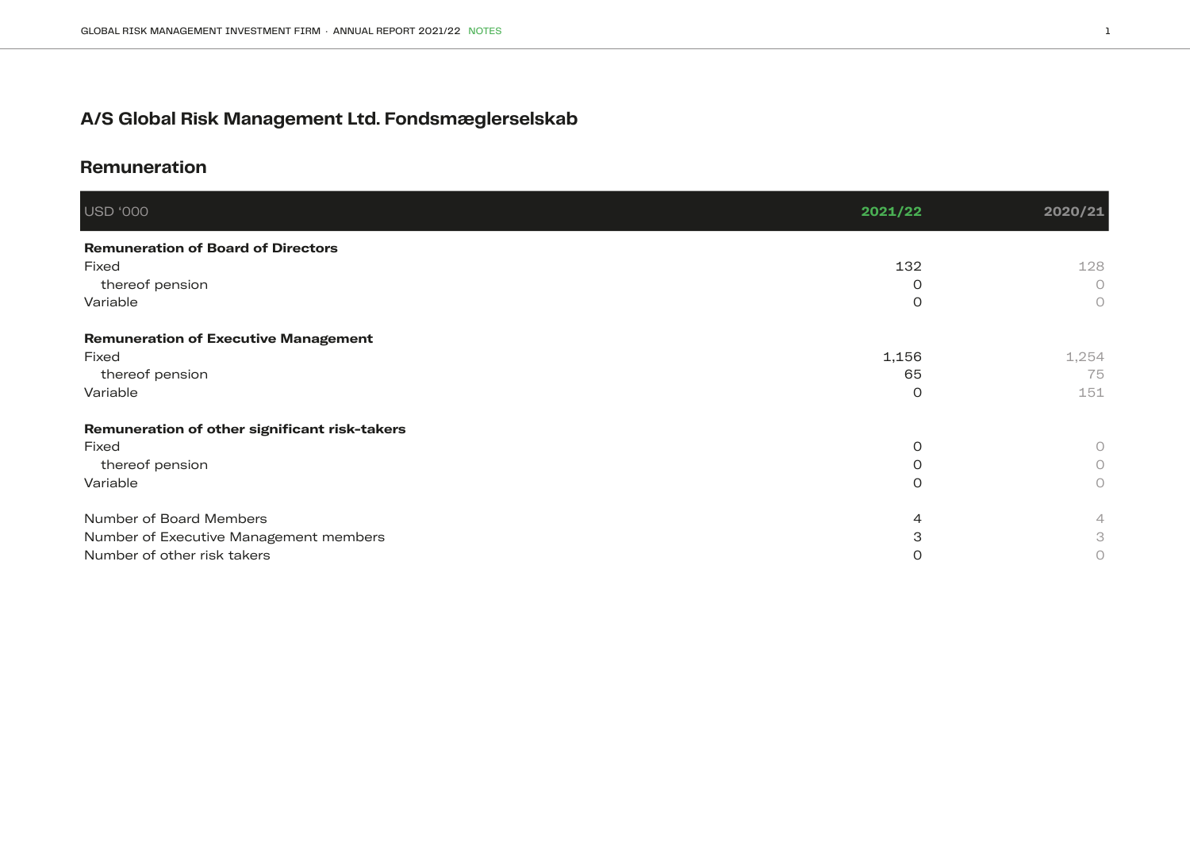# A/S Global Risk Management Ltd. Fondsmæglerselskab

## Remuneration

| USD '000 | 2021/22 | 2020/21 |
|---|---|---|
| **Remuneration of Board of Directors** | | |
| Fixed | 132 | 128 |
| thereof pension | 0 | 0 |
| Variable | 0 | 0 |
| | | |
| **Remuneration of Executive Management** | | |
| Fixed | 1,156 | 1,254 |
| thereof pension | 65 | 75 |
| Variable | 0 | 151 |
| | | |
| **Remuneration of other significant risk-takers** | | |
| Fixed | 0 | 0 |
| thereof pension | 0 | 0 |
| Variable | 0 | 0 |
| | | |
| Number of Board Members | 4 | 4 |
| Number of Executive Management members | 3 | 3 |
| Number of other risk takers | 0 | 0 |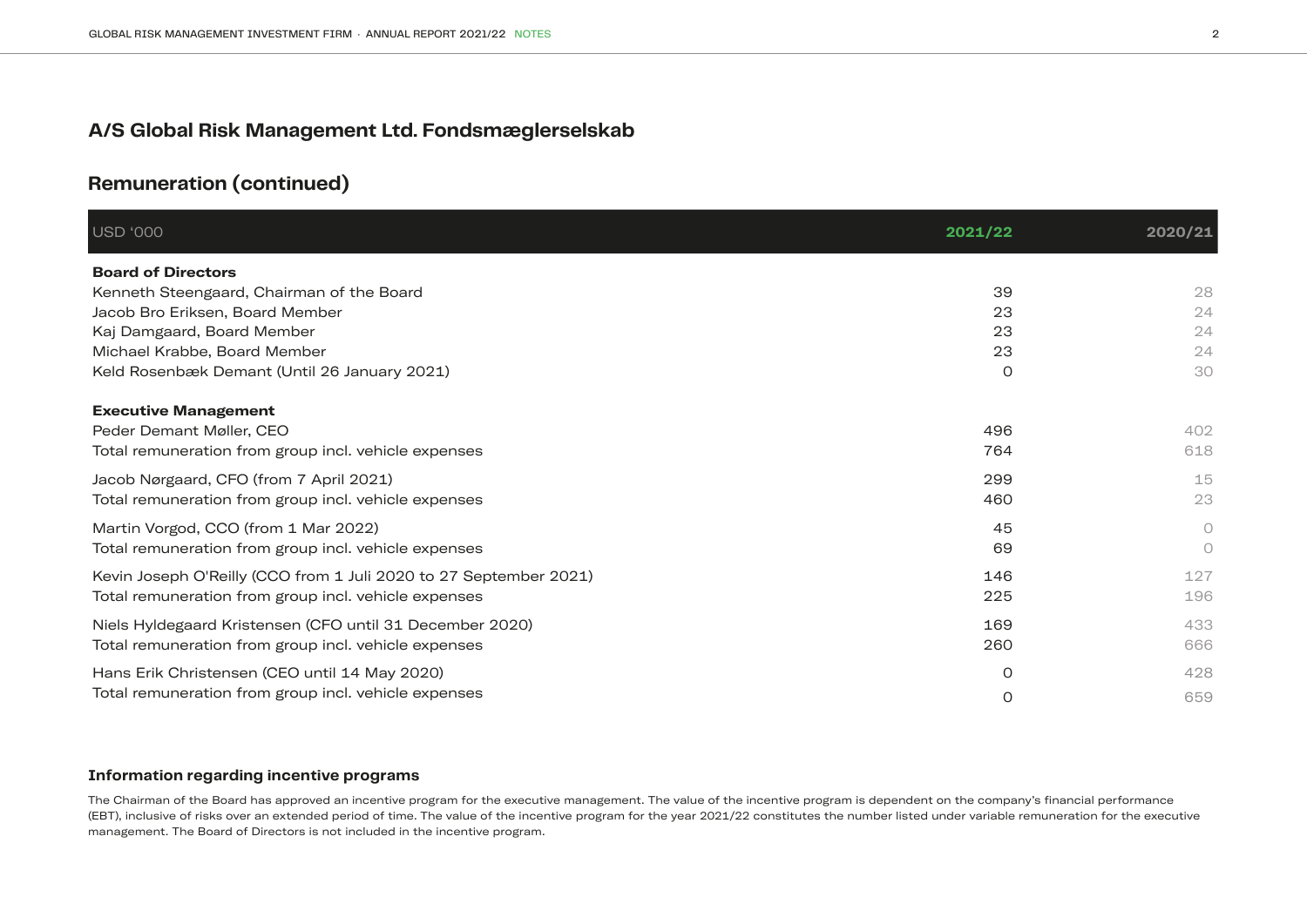## A/S Global Risk Management Ltd. Fondsmæglerselskab

## Remuneration (continued)

| USD '000 | 2021/22 | 2020/21 |
|---|---|---|
| **Board of Directors** | | |
| Kenneth Steengaard, Chairman of the Board | 39 | 28 |
| Jacob Bro Eriksen, Board Member | 23 | 24 |
| Kaj Damgaard, Board Member | 23 | 24 |
| Michael Krabbe, Board Member | 23 | 24 |
| Keld Rosenbæk Demant (Until 26 January 2021) | 0 | 30 |
| **Executive Management** | | |
| Peder Demant Møller, CEO | 496 | 402 |
| Total remuneration from group incl. vehicle expenses | 764 | 618 |
| Jacob Nørgaard, CFO (from 7 April 2021) | 299 | 15 |
| Total remuneration from group incl. vehicle expenses | 460 | 23 |
| Martin Vorgod, CCO (from 1 Mar 2022) | 45 | 0 |
| Total remuneration from group incl. vehicle expenses | 69 | 0 |
| Kevin Joseph O'Reilly (CCO from 1 Juli 2020 to 27 September 2021) | 146 | 127 |
| Total remuneration from group incl. vehicle expenses | 225 | 196 |
| Niels Hyldegaard Kristensen (CFO until 31 December 2020) | 169 | 433 |
| Total remuneration from group incl. vehicle expenses | 260 | 666 |
| Hans Erik Christensen (CEO until 14 May 2020) | 0 | 428 |
| Total remuneration from group incl. vehicle expenses | 0 | 659 |

### Information regarding incentive programs

The Chairman of the Board has approved an incentive program for the executive management. The value of the incentive program is dependent on the company's financial performance (EBT), inclusive of risks over an extended period of time. The value of the incentive program for the year 2021/22 constitutes the number listed under variable remuneration for the executive management. The Board of Directors is not included in the incentive program.